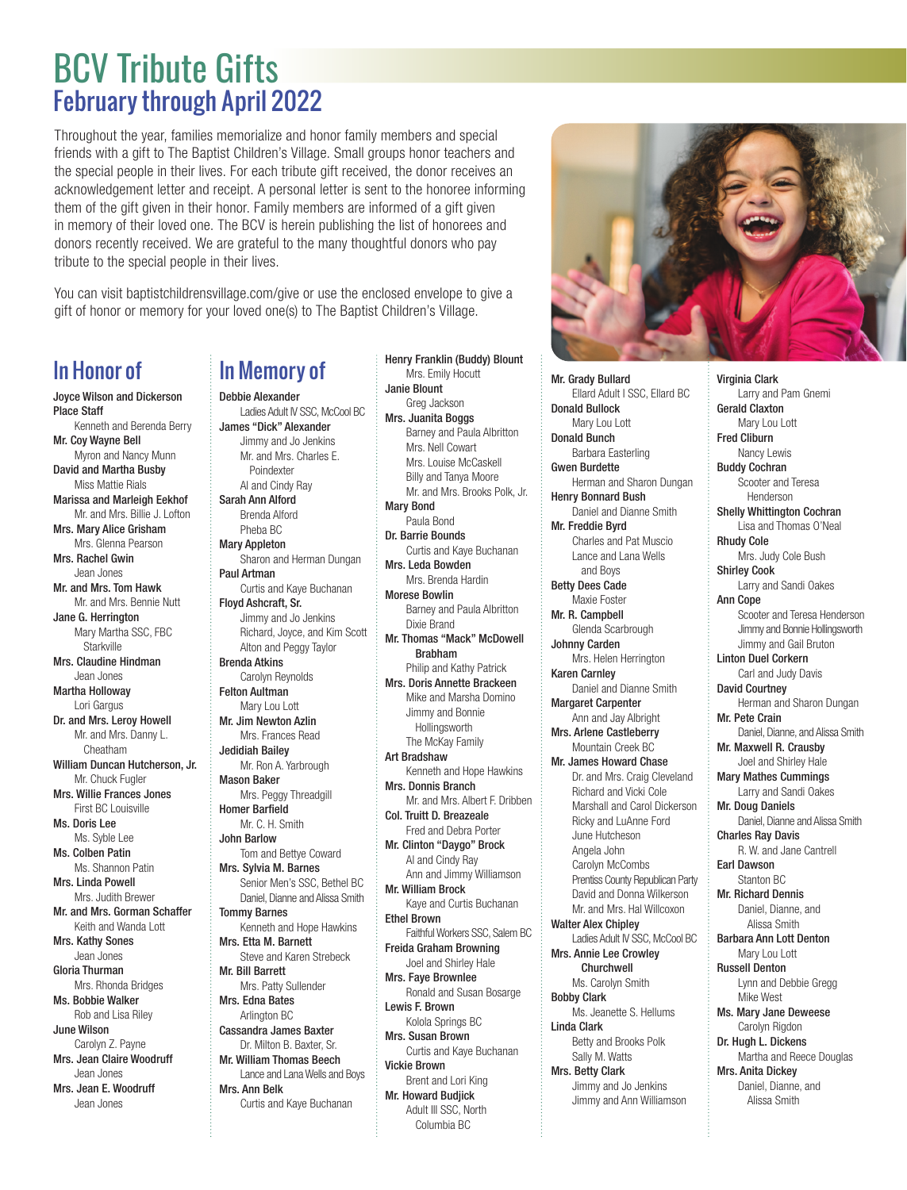# BCV Tribute Gifts

## February through April 2022

Throughout the year, families memorialize and honor family members and special friends with a gift to The Baptist Children's Village. Small groups honor teachers and the special people in their lives. For each tribute gift received, the donor receives an acknowledgement letter and receipt. A personal letter is sent to the honoree informing them of the gift given in their honor. Family members are informed of a gift given in memory of their loved one. The BCV is herein publishing the list of honorees and donors recently received. We are grateful to the many thoughtful donors who pay tribute to the special people in their lives.

You can visit baptistchildrensvillage.com/give or use the enclosed envelope to give a gift of honor or memory for your loved one(s) to The Baptist Children's Village.

## In Honor of

**Joyce Wilson and Dickerson Place Staff**
Kenneth and Berenda Berry

**Mr. Coy Wayne Bell**
Myron and Nancy Munn

**David and Martha Busby**
Miss Mattie Rials

**Marissa and Marleigh Eekhof**
Mr. and Mrs. Billie J. Lofton

**Mrs. Mary Alice Grisham**
Mrs. Glenna Pearson

**Mrs. Rachel Gwin**
Jean Jones

**Mr. and Mrs. Tom Hawk**
Mr. and Mrs. Bennie Nutt

**Jane G. Herrington**
Mary Martha SSC, FBC Starkville

**Mrs. Claudine Hindman**
Jean Jones

**Martha Holloway**
Lori Gargus

**Dr. and Mrs. Leroy Howell**
Mr. and Mrs. Danny L. Cheatham

**William Duncan Hutcherson, Jr.**
Mr. Chuck Fugler

**Mrs. Willie Frances Jones**
First BC Louisville

**Ms. Doris Lee**
Ms. Syble Lee

**Ms. Colben Patin**
Ms. Shannon Patin

**Mrs. Linda Powell**
Mrs. Judith Brewer

**Mr. and Mrs. Gorman Schaffer**
Keith and Wanda Lott

**Mrs. Kathy Sones**
Jean Jones

**Gloria Thurman**
Mrs. Rhonda Bridges

**Ms. Bobbie Walker**
Rob and Lisa Riley

**June Wilson**
Carolyn Z. Payne

**Mrs. Jean Claire Woodruff**
Jean Jones

**Mrs. Jean E. Woodruff**
Jean Jones

## In Memory of

**Debbie Alexander**
Ladies Adult IV SSC, McCool BC

**James "Dick" Alexander**
Jimmy and Jo Jenkins
Mr. and Mrs. Charles E. Poindexter
Al and Cindy Ray

**Sarah Ann Alford**
Brenda Alford
Pheba BC

**Mary Appleton**
Sharon and Herman Dungan

**Paul Artman**
Curtis and Kaye Buchanan

**Floyd Ashcraft, Sr.**
Jimmy and Jo Jenkins
Richard, Joyce, and Kim Scott
Alton and Peggy Taylor

**Brenda Atkins**
Carolyn Reynolds

**Felton Aultman**
Mary Lou Lott

**Mr. Jim Newton Azlin**
Mrs. Frances Read

**Jedidiah Bailey**
Mr. Ron A. Yarbrough

**Mason Baker**
Mrs. Peggy Threadgill

**Homer Barfield**
Mr. C. H. Smith

**John Barlow**
Tom and Bettye Coward

**Mrs. Sylvia M. Barnes**
Senior Men's SSC, Bethel BC
Daniel, Dianne and Alissa Smith

**Tommy Barnes**
Kenneth and Hope Hawkins

**Mrs. Etta M. Barnett**
Steve and Karen Strebeck

**Mr. Bill Barrett**
Mrs. Patty Sullender

**Mrs. Edna Bates**
Arlington BC

**Cassandra James Baxter**
Dr. Milton B. Baxter, Sr.

**Mr. William Thomas Beech**
Lance and Lana Wells and Boys

**Mrs. Ann Belk**
Curtis and Kaye Buchanan

**Henry Franklin (Buddy) Blount**
Mrs. Emily Hocutt

**Janie Blount**
Greg Jackson

**Mrs. Juanita Boggs**
Barney and Paula Albritton
Mrs. Nell Cowart
Mrs. Louise McCaskell
Billy and Tanya Moore
Mr. and Mrs. Brooks Polk, Jr.

**Mary Bond**
Paula Bond

**Dr. Barrie Bounds**
Curtis and Kaye Buchanan

**Mrs. Leda Bowden**
Mrs. Brenda Hardin

**Morese Bowlin**
Barney and Paula Albritton
Dixie Brand

**Mr. Thomas "Mack" McDowell Brabham**
Philip and Kathy Patrick

**Mrs. Doris Annette Brackeen**
Mike and Marsha Domino
Jimmy and Bonnie Hollingsworth
The McKay Family

**Art Bradshaw**
Kenneth and Hope Hawkins

**Mrs. Donnis Branch**
Mr. and Mrs. Albert F. Dribben

**Col. Truitt D. Breazeale**
Fred and Debra Porter

**Mr. Clinton "Daygo" Brock**
Al and Cindy Ray
Ann and Jimmy Williamson

**Mr. William Brock**
Kaye and Curtis Buchanan

**Ethel Brown**
Faithful Workers SSC, Salem BC

**Freida Graham Browning**
Joel and Shirley Hale

**Mrs. Faye Brownlee**
Ronald and Susan Bosarge

**Lewis F. Brown**
Kolola Springs BC

**Mrs. Susan Brown**
Curtis and Kaye Buchanan

**Vickie Brown**
Brent and Lori King

**Mr. Howard Budjick**
Adult III SSC, North Columbia BC

**Mr. Grady Bullard**
Ellard Adult I SSC, Ellard BC

**Donald Bullock**
Mary Lou Lott

**Donald Bunch**
Barbara Easterling

**Gwen Burdette**
Herman and Sharon Dungan

**Henry Bonnard Bush**
Daniel and Dianne Smith

**Mr. Freddie Byrd**
Charles and Pat Muscio
Lance and Lana Wells and Boys

**Betty Dees Cade**
Maxie Foster

**Mr. R. Campbell**
Glenda Scarbrough

**Johnny Carden**
Mrs. Helen Herrington

**Karen Carnley**
Daniel and Dianne Smith

**Margaret Carpenter**
Ann and Jay Albright

**Mrs. Arlene Castleberry**
Mountain Creek BC

**Mr. James Howard Chase**
Dr. and Mrs. Craig Cleveland
Richard and Vicki Cole
Marshall and Carol Dickerson
Ricky and LuAnne Ford
June Hutcheson
Angela John
Carolyn McCombs
Prentiss County Republican Party
David and Donna Wilkerson
Mr. and Mrs. Hal Willcoxon

**Walter Alex Chipley**
Ladies Adult IV SSC, McCool BC

**Mrs. Annie Lee Crowley Churchwell**
Ms. Carolyn Smith

**Bobby Clark**
Ms. Jeanette S. Hellums

**Linda Clark**
Betty and Brooks Polk
Sally M. Watts

**Mrs. Betty Clark**
Jimmy and Jo Jenkins
Jimmy and Ann Williamson

**Virginia Clark**
Larry and Pam Gnemi

**Gerald Claxton**
Mary Lou Lott

**Fred Cliburn**
Nancy Lewis

**Buddy Cochran**
Scooter and Teresa Henderson

**Shelly Whittington Cochran**
Lisa and Thomas O'Neal

**Rhudy Cole**
Mrs. Judy Cole Bush

**Shirley Cook**
Larry and Sandi Oakes

**Ann Cope**
Scooter and Teresa Henderson
Jimmy and Bonnie Hollingsworth
Jimmy and Gail Bruton

**Linton Duel Corkern**
Carl and Judy Davis

**David Courtney**
Herman and Sharon Dungan

**Mr. Pete Crain**
Daniel, Dianne, and Alissa Smith

**Mr. Maxwell R. Crausby**
Joel and Shirley Hale

**Mary Mathes Cummings**
Larry and Sandi Oakes

**Mr. Doug Daniels**
Daniel, Dianne and Alissa Smith

**Charles Ray Davis**
R. W. and Jane Cantrell

**Earl Dawson**
Stanton BC

**Mr. Richard Dennis**
Daniel, Dianne, and Alissa Smith

**Barbara Ann Lott Denton**
Mary Lou Lott

**Russell Denton**
Lynn and Debbie Gregg
Mike West

**Ms. Mary Jane Deweese**
Carolyn Rigdon

**Dr. Hugh L. Dickens**
Martha and Reece Douglas

**Mrs. Anita Dickey**
Daniel, Dianne, and Alissa Smith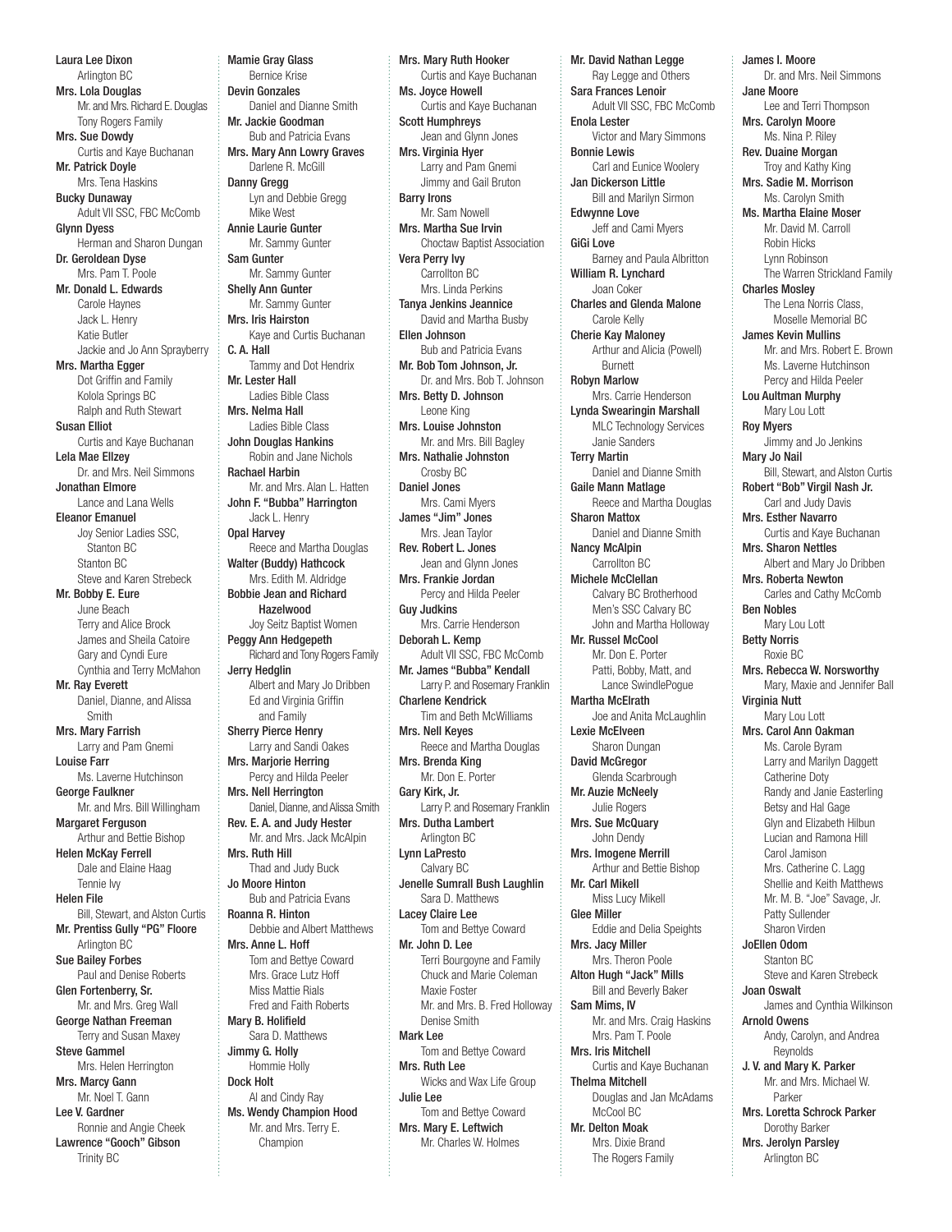**Laura Lee Dixon**
Arlington BC
**Mrs. Lola Douglas**
Mr. and Mrs. Richard E. Douglas
Tony Rogers Family
**Mrs. Sue Dowdy**
Curtis and Kaye Buchanan
**Mr. Patrick Doyle**
Mrs. Tena Haskins
**Bucky Dunaway**
Adult VII SSC, FBC McComb
**Glynn Dyess**
Herman and Sharon Dungan
**Dr. Geroldean Dyse**
Mrs. Pam T. Poole
**Mr. Donald L. Edwards**
Carole Haynes
Jack L. Henry
Katie Butler
Jackie and Jo Ann Sprayberry
**Mrs. Martha Egger**
Dot Griffin and Family
Kolola Springs BC
Ralph and Ruth Stewart
**Susan Elliot**
Curtis and Kaye Buchanan
**Lela Mae Ellzey**
Dr. and Mrs. Neil Simmons
**Jonathan Elmore**
Lance and Lana Wells
**Eleanor Emanuel**
Joy Senior Ladies SSC, Stanton BC
Stanton BC
Steve and Karen Strebeck
**Mr. Bobby E. Eure**
June Beach
Terry and Alice Brock
James and Sheila Catoire
Gary and Cyndi Eure
Cynthia and Terry McMahon
**Mr. Ray Everett**
Daniel, Dianne, and Alissa Smith
**Mrs. Mary Farrish**
Larry and Pam Gnemi
**Louise Farr**
Ms. Laverne Hutchinson
**George Faulkner**
Mr. and Mrs. Bill Willingham
**Margaret Ferguson**
Arthur and Bettie Bishop
**Helen McKay Ferrell**
Dale and Elaine Haag
Tennie Ivy
**Helen File**
Bill, Stewart, and Alston Curtis
**Mr. Prentiss Gully "PG" Floore**
Arlington BC
**Sue Bailey Forbes**
Paul and Denise Roberts
**Glen Fortenberry, Sr.**
Mr. and Mrs. Greg Wall
**George Nathan Freeman**
Terry and Susan Maxey
**Steve Gammel**
Mrs. Helen Herrington
**Mrs. Marcy Gann**
Mr. Noel T. Gann
**Lee V. Gardner**
Ronnie and Angie Cheek
**Lawrence "Gooch" Gibson**
Trinity BC

**Mamie Gray Glass**
Bernice Krise
**Devin Gonzales**
Daniel and Dianne Smith
**Mr. Jackie Goodman**
Bub and Patricia Evans
**Mrs. Mary Ann Lowry Graves**
Darlene R. McGill
**Danny Gregg**
Lyn and Debbie Gregg
Mike West
**Annie Laurie Gunter**
Mr. Sammy Gunter
**Sam Gunter**
Mr. Sammy Gunter
**Shelly Ann Gunter**
Mr. Sammy Gunter
**Mrs. Iris Hairston**
Kaye and Curtis Buchanan
**C. A. Hall**
Tammy and Dot Hendrix
**Mr. Lester Hall**
Ladies Bible Class
**Mrs. Nelma Hall**
Ladies Bible Class
**John Douglas Hankins**
Robin and Jane Nichols
**Rachael Harbin**
Mr. and Mrs. Alan L. Hatten
**John F. "Bubba" Harrington**
Jack L. Henry
**Opal Harvey**
Reece and Martha Douglas
**Walter (Buddy) Hathcock**
Mrs. Edith M. Aldridge
**Bobbie Jean and Richard Hazelwood**
Joy Seitz Baptist Women
**Peggy Ann Hedgepeth**
Richard and Tony Rogers Family
**Jerry Hedglin**
Albert and Mary Jo Dribben
Ed and Virginia Griffin and Family
**Sherry Pierce Henry**
Larry and Sandi Oakes
**Mrs. Marjorie Herring**
Percy and Hilda Peeler
**Mrs. Nell Herrington**
Daniel, Dianne, and Alissa Smith
**Rev. E. A. and Judy Hester**
Mr. and Mrs. Jack McAlpin
**Mrs. Ruth Hill**
Thad and Judy Buck
**Jo Moore Hinton**
Bub and Patricia Evans
**Roanna R. Hinton**
Debbie and Albert Matthews
**Mrs. Anne L. Hoff**
Tom and Bettye Coward
Mrs. Grace Lutz Hoff
Miss Mattie Rials
Fred and Faith Roberts
**Mary B. Holifield**
Sara D. Matthews
**Jimmy G. Holly**
Hommie Holly
**Dock Holt**
Al and Cindy Ray
**Ms. Wendy Champion Hood**
Mr. and Mrs. Terry E. Champion

**Mrs. Mary Ruth Hooker**
Curtis and Kaye Buchanan
**Ms. Joyce Howell**
Curtis and Kaye Buchanan
**Scott Humphreys**
Jean and Glynn Jones
**Mrs. Virginia Hyer**
Larry and Pam Gnemi
Jimmy and Gail Bruton
**Barry Irons**
Mr. Sam Nowell
**Mrs. Martha Sue Irvin**
Choctaw Baptist Association
**Vera Perry Ivy**
Carrollton BC
Mrs. Linda Perkins
**Tanya Jenkins Jeannice**
David and Martha Busby
**Ellen Johnson**
Bub and Patricia Evans
**Mr. Bob Tom Johnson, Jr.**
Dr. and Mrs. Bob T. Johnson
**Mrs. Betty D. Johnson**
Leone King
**Mrs. Louise Johnston**
Mr. and Mrs. Bill Bagley
**Mrs. Nathalie Johnston**
Crosby BC
**Daniel Jones**
Mrs. Cami Myers
**James "Jim" Jones**
Mrs. Jean Taylor
**Rev. Robert L. Jones**
Jean and Glynn Jones
**Mrs. Frankie Jordan**
Percy and Hilda Peeler
**Guy Judkins**
Mrs. Carrie Henderson
**Deborah L. Kemp**
Adult VII SSC, FBC McComb
**Mr. James "Bubba" Kendall**
Larry P. and Rosemary Franklin
**Charlene Kendrick**
Tim and Beth McWilliams
**Mrs. Nell Keyes**
Reece and Martha Douglas
**Mrs. Brenda King**
Mr. Don E. Porter
**Gary Kirk, Jr.**
Larry P. and Rosemary Franklin
**Mrs. Dutha Lambert**
Arlington BC
**Lynn LaPresto**
Calvary BC
**Jenelle Sumrall Bush Laughlin**
Sara D. Matthews
**Lacey Claire Lee**
Tom and Bettye Coward
**Mr. John D. Lee**
Terri Bourgoyne and Family
Chuck and Marie Coleman
Maxie Foster
Mr. and Mrs. B. Fred Holloway
Denise Smith
**Mark Lee**
Tom and Bettye Coward
**Mrs. Ruth Lee**
Wicks and Wax Life Group
**Julie Lee**
Tom and Bettye Coward
**Mrs. Mary E. Leftwich**
Mr. Charles W. Holmes

**Mr. David Nathan Legge**
Ray Legge and Others
**Sara Frances Lenoir**
Adult VII SSC, FBC McComb
**Enola Lester**
Victor and Mary Simmons
**Bonnie Lewis**
Carl and Eunice Woolery
**Jan Dickerson Little**
Bill and Marilyn Sirmon
**Edwynne Love**
Jeff and Cami Myers
**GiGi Love**
Barney and Paula Albritton
**William R. Lynchard**
Joan Coker
**Charles and Glenda Malone**
Carole Kelly
**Cherie Kay Maloney**
Arthur and Alicia (Powell) Burnett
**Robyn Marlow**
Mrs. Carrie Henderson
**Lynda Swearingin Marshall**
MLC Technology Services
Janie Sanders
**Terry Martin**
Daniel and Dianne Smith
**Gaile Mann Matlage**
Reece and Martha Douglas
**Sharon Mattox**
Daniel and Dianne Smith
**Nancy McAlpin**
Carrollton BC
**Michele McClellan**
Calvary BC Brotherhood
Men's SSC Calvary BC
John and Martha Holloway
**Mr. Russel McCool**
Mr. Don E. Porter
Patti, Bobby, Matt, and Lance SwindlePogue
**Martha McElrath**
Joe and Anita McLaughlin
**Lexie McElveen**
Sharon Dungan
**David McGregor**
Glenda Scarbrough
**Mr. Auzie McNeely**
Julie Rogers
**Mrs. Sue McQuary**
John Dendy
**Mrs. Imogene Merrill**
Arthur and Bettie Bishop
**Mr. Carl Mikell**
Miss Lucy Mikell
**Glee Miller**
Eddie and Delia Speights
**Mrs. Jacy Miller**
Mrs. Theron Poole
**Alton Hugh "Jack" Mills**
Bill and Beverly Baker
**Sam Mims, IV**
Mr. and Mrs. Craig Haskins
Mrs. Pam T. Poole
**Mrs. Iris Mitchell**
Curtis and Kaye Buchanan
**Thelma Mitchell**
Douglas and Jan McAdams
McCool BC
**Mr. Delton Moak**
Mrs. Dixie Brand
The Rogers Family

**James I. Moore**
Dr. and Mrs. Neil Simmons
**Jane Moore**
Lee and Terri Thompson
**Mrs. Carolyn Moore**
Ms. Nina P. Riley
**Rev. Duaine Morgan**
Troy and Kathy King
**Mrs. Sadie M. Morrison**
Ms. Carolyn Smith
**Ms. Martha Elaine Moser**
Mr. David M. Carroll
Robin Hicks
Lynn Robinson
The Warren Strickland Family
**Charles Mosley**
The Lena Norris Class, Moselle Memorial BC
**James Kevin Mullins**
Mr. and Mrs. Robert E. Brown
Ms. Laverne Hutchinson
Percy and Hilda Peeler
**Lou Aultman Murphy**
Mary Lou Lott
**Roy Myers**
Jimmy and Jo Jenkins
**Mary Jo Nail**
Bill, Stewart, and Alston Curtis
**Robert "Bob" Virgil Nash Jr.**
Carl and Judy Davis
**Mrs. Esther Navarro**
Curtis and Kaye Buchanan
**Mrs. Sharon Nettles**
Albert and Mary Jo Dribben
**Mrs. Roberta Newton**
Carles and Cathy McComb
**Ben Nobles**
Mary Lou Lott
**Betty Norris**
Roxie BC
**Mrs. Rebecca W. Norsworthy**
Mary, Maxie and Jennifer Ball
**Virginia Nutt**
Mary Lou Lott
**Mrs. Carol Ann Oakman**
Ms. Carole Byram
Larry and Marilyn Daggett
Catherine Doty
Randy and Janie Easterling
Betsy and Hal Gage
Glyn and Elizabeth Hilbun
Lucian and Ramona Hill
Carol Jamison
Mrs. Catherine C. Lagg
Shellie and Keith Matthews
Mr. M. B. "Joe" Savage, Jr.
Patty Sullender
Sharon Virden
**JoEllen Odom**
Stanton BC
Steve and Karen Strebeck
**Joan Oswalt**
James and Cynthia Wilkinson
**Arnold Owens**
Andy, Carolyn, and Andrea Reynolds
**J. V. and Mary K. Parker**
Mr. and Mrs. Michael W. Parker
**Mrs. Loretta Schrock Parker**
Dorothy Barker
**Mrs. Jerolyn Parsley**
Arlington BC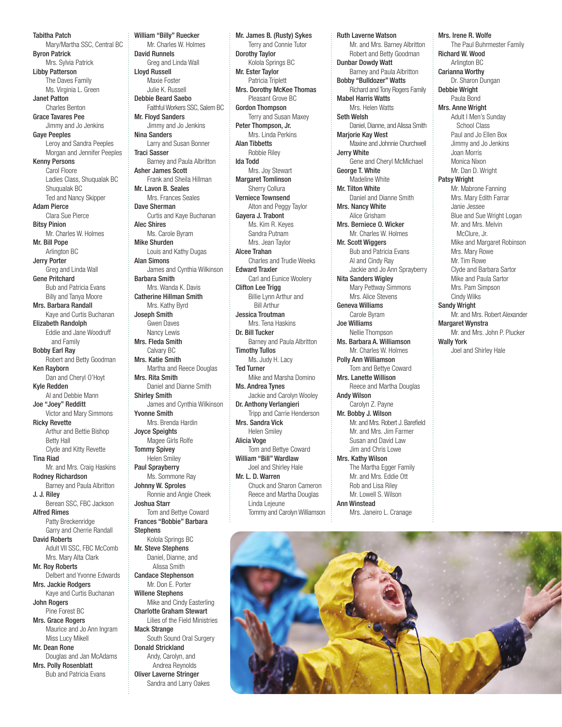**Tabitha Patch**
Mary/Martha SSC, Central BC

**Byron Patrick**
Mrs. Sylvia Patrick

**Libby Patterson**
The Daves Family
Ms. Virginia L. Green

**Janet Patton**
Charles Benton

**Grace Tavares Pee**
Jimmy and Jo Jenkins

**Gaye Peeples**
Leroy and Sandra Peeples
Morgan and Jennifer Peeples

**Kenny Persons**
Carol Floore
Ladies Class, Shuqualak BC
Shuqualak BC
Ted and Nancy Skipper

**Adam Pierce**
Clara Sue Pierce

**Bitsy Pinion**
Mr. Charles W. Holmes

**Mr. Bill Pope**
Arlington BC

**Jerry Porter**
Greg and Linda Wall

**Gene Pritchard**
Bub and Patricia Evans
Billy and Tanya Moore

**Mrs. Barbara Randall**
Kaye and Curtis Buchanan

**Elizabeth Randolph**
Eddie and Jane Woodruff and Family

**Bobby Earl Ray**
Robert and Betty Goodman

**Ken Rayborn**
Dan and Cheryl O'Hoyt

**Kyle Redden**
Al and Debbie Mann

**Joe "Joey" Redditt**
Victor and Mary Simmons

**Ricky Revette**
Arthur and Bettie Bishop
Betty Hall
Clyde and Kitty Revette

**Tina Riad**
Mr. and Mrs. Craig Haskins

**Rodney Richardson**
Barney and Paula Albritton

**J. J. Riley**
Berean SSC, FBC Jackson

**Alfred Rimes**
Patty Breckenridge
Garry and Cherrie Randall

**David Roberts**
Adult VII SSC, FBC McComb
Mrs. Mary Alta Clark

**Mr. Roy Roberts**
Delbert and Yvonne Edwards

**Mrs. Jackie Rodgers**
Kaye and Curtis Buchanan

**John Rogers**
Pine Forest BC

**Mrs. Grace Rogers**
Maurice and Jo Ann Ingram
Miss Lucy Mikell

**Mr. Dean Rone**
Douglas and Jan McAdams

**Mrs. Polly Rosenblatt**
Bub and Patricia Evans

**William "Billy" Ruecker**
Mr. Charles W. Holmes

**David Runnels**
Greg and Linda Wall

**Lloyd Russell**
Maxie Foster
Julie K. Russell

**Debbie Beard Saebo**
Faithful Workers SSC, Salem BC

**Mr. Floyd Sanders**
Jimmy and Jo Jenkins

**Nina Sanders**
Larry and Susan Bonner

**Traci Sasser**
Barney and Paula Albritton

**Asher James Scott**
Frank and Sheila Hillman

**Mr. Lavon B. Seales**
Mrs. Frances Seales

**Dave Sherman**
Curtis and Kaye Buchanan

**Alec Shires**
Ms. Carole Byram

**Mike Shurden**
Louis and Kathy Dugas

**Alan Simons**
James and Cynthia Wilkinson

**Barbara Smith**
Mrs. Wanda K. Davis

**Catherine Hillman Smith**
Mrs. Kathy Byrd

**Joseph Smith**
Gwen Daves
Nancy Lewis

**Mrs. Fleda Smith**
Calvary BC

**Mrs. Katie Smith**
Martha and Reece Douglas

**Mrs. Rita Smith**
Daniel and Dianne Smith

**Shirley Smith**
James and Cynthia Wilkinson

**Yvonne Smith**
Mrs. Brenda Hardin

**Joyce Speights**
Magee Girls Rolfe

**Tommy Spivey**
Helen Smiley

**Paul Sprayberry**
Ms. Sommone Ray

**Johnny W. Sproles**
Ronnie and Angie Cheek

**Joshua Starr**
Tom and Bettye Coward

**Frances "Bobbie" Barbara Stephens**
Kolola Springs BC

**Mr. Steve Stephens**
Daniel, Dianne, and Alissa Smith

**Candace Stephenson**
Mr. Don E. Porter

**Willene Stephens**
Mike and Cindy Easterling

**Charlotte Graham Stewart**
Lilies of the Field Ministries

**Mack Strange**
South Sound Oral Surgery

**Donald Strickland**
Andy, Carolyn, and Andrea Reynolds

**Oliver Laverne Stringer**
Sandra and Larry Oakes

**Mr. James B. (Rusty) Sykes**
Terry and Connie Tutor

**Dorothy Taylor**
Kolola Springs BC

**Mr. Ester Taylor**
Patricia Triplett

**Mrs. Dorothy McKee Thomas**
Pleasant Grove BC

**Gordon Thompson**
Terry and Susan Maxey

**Peter Thompson, Jr.**
Mrs. Linda Perkins

**Alan Tibbetts**
Robbie Riley

**Ida Todd**
Mrs. Joy Stewart

**Margaret Tomlinson**
Sherry Collura

**Verniece Townsend**
Alton and Peggy Taylor

**Gayera J. Trabont**
Ms. Kim R. Keyes
Sandra Putnam
Mrs. Jean Taylor

**Alcee Trahan**
Charles and Trudie Weeks

**Edward Traxler**
Carl and Eunice Woolery

**Clifton Lee Trigg**
Billie Lynn Arthur and Bill Arthur

**Jessica Troutman**
Mrs. Tena Haskins

**Dr. Bill Tucker**
Barney and Paula Albritton

**Timothy Tullos**
Ms. Judy H. Lacy

**Ted Turner**
Mike and Marsha Domino

**Ms. Andrea Tynes**
Jackie and Carolyn Wooley

**Dr. Anthony Verlangieri**
Tripp and Carrie Henderson

**Mrs. Sandra Vick**
Helen Smiley

**Alicia Voge**
Tom and Bettye Coward

**William "Bill" Wardlaw**
Joel and Shirley Hale

**Mr. L. D. Warren**
Chuck and Sharon Cameron
Reece and Martha Douglas
Linda Lejeune
Tommy and Carolyn Williamson

**Ruth Laverne Watson**
Mr. and Mrs. Barney Albritton
Robert and Betty Goodman

**Dunbar Dowdy Watt**
Barney and Paula Albritton

**Bobby "Bulldozer" Watts**
Richard and Tony Rogers Family

**Mabel Harris Watts**
Mrs. Helen Watts

**Seth Welsh**
Daniel, Dianne, and Alissa Smith

**Marjorie Kay West**
Maxine and Johnnie Churchwell

**Jerry White**
Gene and Cheryl McMichael

**George T. White**
Madeline White

**Mr. Tilton White**
Daniel and Dianne Smith

**Mrs. Nancy White**
Alice Grisham

**Mrs. Berniece O. Wicker**
Mr. Charles W. Holmes

**Mr. Scott Wiggers**
Bub and Patricia Evans
Al and Cindy Ray
Jackie and Jo Ann Sprayberry

**Nita Sanders Wigley**
Mary Pettway Simmons
Mrs. Alice Stevens

**Geneva Williams**
Carole Byram

**Joe Williams**
Nellie Thompson

**Ms. Barbara A. Williamson**
Mr. Charles W. Holmes

**Polly Ann Williamson**
Tom and Bettye Coward

**Mrs. Lanette Willison**
Reece and Martha Douglas

**Andy Wilson**
Carolyn Z. Payne

**Mr. Bobby J. Wilson**
Mr. and Mrs. Robert J. Barefield
Mr. and Mrs. Jim Farmer
Susan and David Law
Jim and Chris Lowe

**Mrs. Kathy Wilson**
The Martha Egger Family
Mr. and Mrs. Eddie Ott
Rob and Lisa Riley
Mr. Lowell S. Wilson

**Ann Winstead**
Mrs. Janeiro L. Cranage

**Mrs. Irene R. Wolfe**
The Paul Buhrmester Family

**Richard W. Wood**
Arlington BC

**Carianna Worthy**
Dr. Sharon Dungan

**Debbie Wright**
Paula Bond

**Mrs. Anne Wright**
Adult I Men's Sunday School Class
Paul and Jo Ellen Box
Jimmy and Jo Jenkins
Joan Morris
Monica Nixon
Mr. Dan D. Wright

**Patsy Wright**
Mr. Mabrone Fanning
Mrs. Mary Edith Farrar
Janie Jessee
Blue and Sue Wright Logan
Mr. and Mrs. Melvin McClure, Jr.
Mike and Margaret Robinson
Mrs. Mary Rowe
Mr. Tim Rowe
Clyde and Barbara Sartor
Mike and Paula Sartor
Mrs. Pam Simpson
Cindy Wilks

**Sandy Wright**
Mr. and Mrs. Robert Alexander

**Margaret Wynstra**
Mr. and Mrs. John P. Plucker

**Wally York**
Joel and Shirley Hale